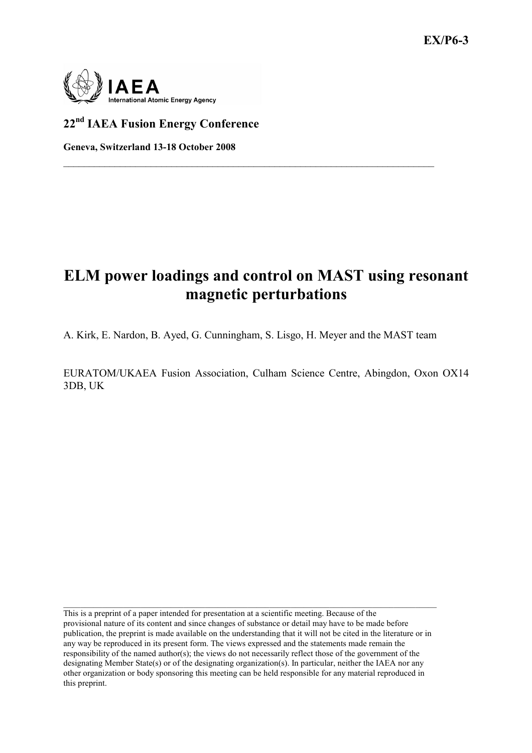EX/P6-3

IAEA
International Atomic Energy Agency

**22nd IAEA Fusion Energy Conference**

**Geneva, Switzerland 13-18 October 2008**

# ELM power loadings and control on MAST using resonant magnetic perturbations

A. Kirk, E. Nardon, B. Ayed, G. Cunningham, S. Lisgo, H. Meyer and the MAST team

EURATOM/UKAEA Fusion Association, Culham Science Centre, Abingdon, Oxon OX14 3DB, UK

---

This is a preprint of a paper intended for presentation at a scientific meeting. Because of the provisional nature of its content and since changes of substance or detail may have to be made before publication, the preprint is made available on the understanding that it will not be cited in the literature or in any way be reproduced in its present form. The views expressed and the statements made remain the responsibility of the named author(s); the views do not necessarily reflect those of the government of the designating Member State(s) or of the designating organization(s). In particular, neither the IAEA nor any other organization or body sponsoring this meeting can be held responsible for any material reproduced in this preprint.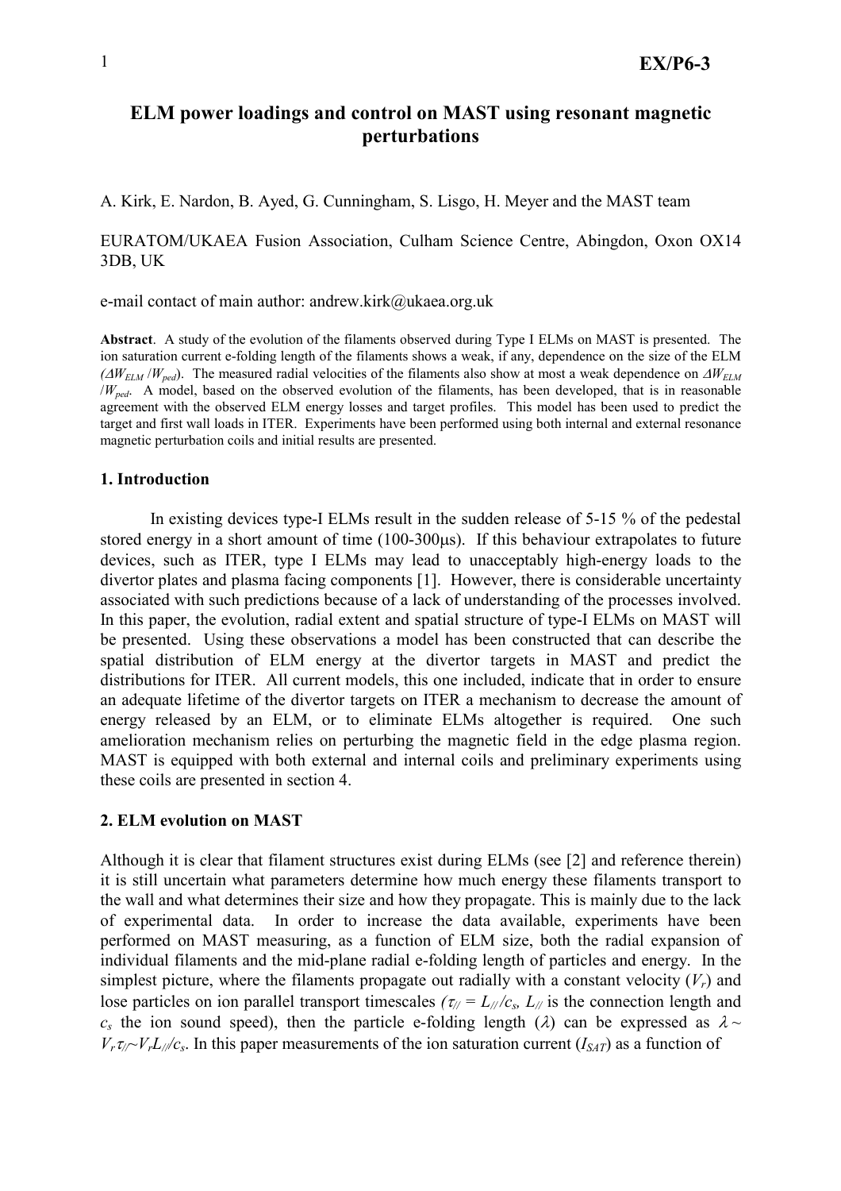# ELM power loadings and control on MAST using resonant magnetic perturbations

A. Kirk, E. Nardon, B. Ayed, G. Cunningham, S. Lisgo, H. Meyer and the MAST team

EURATOM/UKAEA Fusion Association, Culham Science Centre, Abingdon, Oxon OX14 3DB, UK

e-mail contact of main author: andrew.kirk@ukaea.org.uk

**Abstract**. A study of the evolution of the filaments observed during Type I ELMs on MAST is presented. The ion saturation current e-folding length of the filaments shows a weak, if any, dependence on the size of the ELM $(\Delta W_{ELM}/W_{ped})$. The measured radial velocities of the filaments also show at most a weak dependence on $\Delta W_{ELM}/W_{ped}$. A model, based on the observed evolution of the filaments, has been developed, that is in reasonable agreement with the observed ELM energy losses and target profiles. This model has been used to predict the target and first wall loads in ITER. Experiments have been performed using both internal and external resonance magnetic perturbation coils and initial results are presented.

## 1. Introduction

In existing devices type-I ELMs result in the sudden release of 5-15 % of the pedestal stored energy in a short amount of time (100-300μs). If this behaviour extrapolates to future devices, such as ITER, type I ELMs may lead to unacceptably high-energy loads to the divertor plates and plasma facing components [1]. However, there is considerable uncertainty associated with such predictions because of a lack of understanding of the processes involved. In this paper, the evolution, radial extent and spatial structure of type-I ELMs on MAST will be presented. Using these observations a model has been constructed that can describe the spatial distribution of ELM energy at the divertor targets in MAST and predict the distributions for ITER. All current models, this one included, indicate that in order to ensure an adequate lifetime of the divertor targets on ITER a mechanism to decrease the amount of energy released by an ELM, or to eliminate ELMs altogether is required. One such amelioration mechanism relies on perturbing the magnetic field in the edge plasma region. MAST is equipped with both external and internal coils and preliminary experiments using these coils are presented in section 4.

## 2. ELM evolution on MAST

Although it is clear that filament structures exist during ELMs (see [2] and reference therein) it is still uncertain what parameters determine how much energy these filaments transport to the wall and what determines their size and how they propagate. This is mainly due to the lack of experimental data. In order to increase the data available, experiments have been performed on MAST measuring, as a function of ELM size, both the radial expansion of individual filaments and the mid-plane radial e-folding length of particles and energy. In the simplest picture, where the filaments propagate out radially with a constant velocity ($V_r$) and lose particles on ion parallel transport timescales ($\tau_{//} = L_{//}/c_s$, $L_{//}$ is the connection length and $c_s$ the ion sound speed), then the particle e-folding length ($\lambda$) can be expressed as $\lambda \sim V_r\tau_{//} \sim V_r L_{//}/c_s$. In this paper measurements of the ion saturation current ($I_{SAT}$) as a function of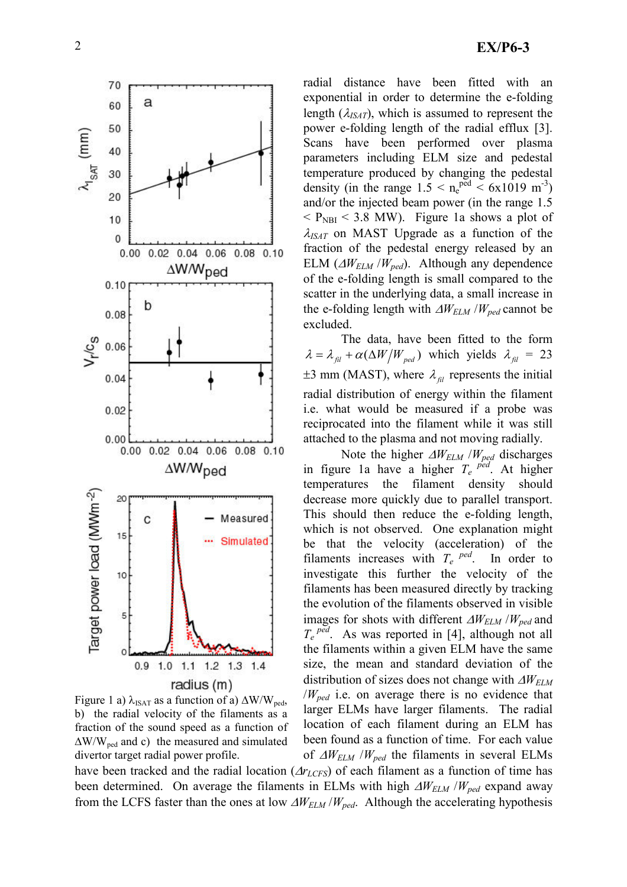radial distance have been fitted with an exponential in order to determine the e-folding length ($\lambda_{ISAT}$), which is assumed to represent the power e-folding length of the radial efflux [3]. Scans have been performed over plasma parameters including ELM size and pedestal temperature produced by changing the pedestal density (in the range $1.5 < n_e^{ped} < 6\text{x}1019\ \text{m}^{-3}$) and/or the injected beam power (in the range $1.5 < P_{NBI} < 3.8$ MW). Figure 1a shows a plot of $\lambda_{ISAT}$ on MAST Upgrade as a function of the fraction of the pedestal energy released by an ELM ($\Delta W_{ELM} / W_{ped}$). Although any dependence of the e-folding length is small compared to the scatter in the underlying data, a small increase in the e-folding length with $\Delta W_{ELM} / W_{ped}$ cannot be excluded.

The data, have been fitted to the form $\lambda = \lambda_{fil} + \alpha(\Delta W / W_{ped})$ which yields $\lambda_{fil}$ = 23 ±3 mm (MAST), where $\lambda_{fil}$ represents the initial radial distribution of energy within the filament i.e. what would be measured if a probe was reciprocated into the filament while it was still attached to the plasma and not moving radially.

Note the higher $\Delta W_{ELM} / W_{ped}$ discharges in figure 1a have a higher $T_e^{\ ped}$. At higher temperatures the filament density should decrease more quickly due to parallel transport. This should then reduce the e-folding length, which is not observed. One explanation might be that the velocity (acceleration) of the filaments increases with $T_e^{\ ped}$. In order to investigate this further the velocity of the filaments has been measured directly by tracking the evolution of the filaments observed in visible images for shots with different $\Delta W_{ELM} / W_{ped}$ and $T_e^{\ ped}$. As was reported in [4], although not all the filaments within a given ELM have the same size, the mean and standard deviation of the distribution of sizes does not change with $\Delta W_{ELM} / W_{ped}$ i.e. on average there is no evidence that larger ELMs have larger filaments. The radial location of each filament during an ELM has been found as a function of time. For each value of $\Delta W_{ELM} / W_{ped}$ the filaments in several ELMs have been tracked and the radial location ($\Delta r_{LCFS}$) of each filament as a function of time has been determined. On average the filaments in ELMs with high $\Delta W_{ELM} / W_{ped}$ expand away from the LCFS faster than the ones at low $\Delta W_{ELM} / W_{ped}$. Although the accelerating hypothesis

Figure 1 a) $\lambda_{ISAT}$ as a function of a) $\Delta W/W_{ped}$, b) the radial velocity of the filaments as a fraction of the sound speed as a function of $\Delta W/W_{ped}$ and c) the measured and simulated divertor target radial power profile.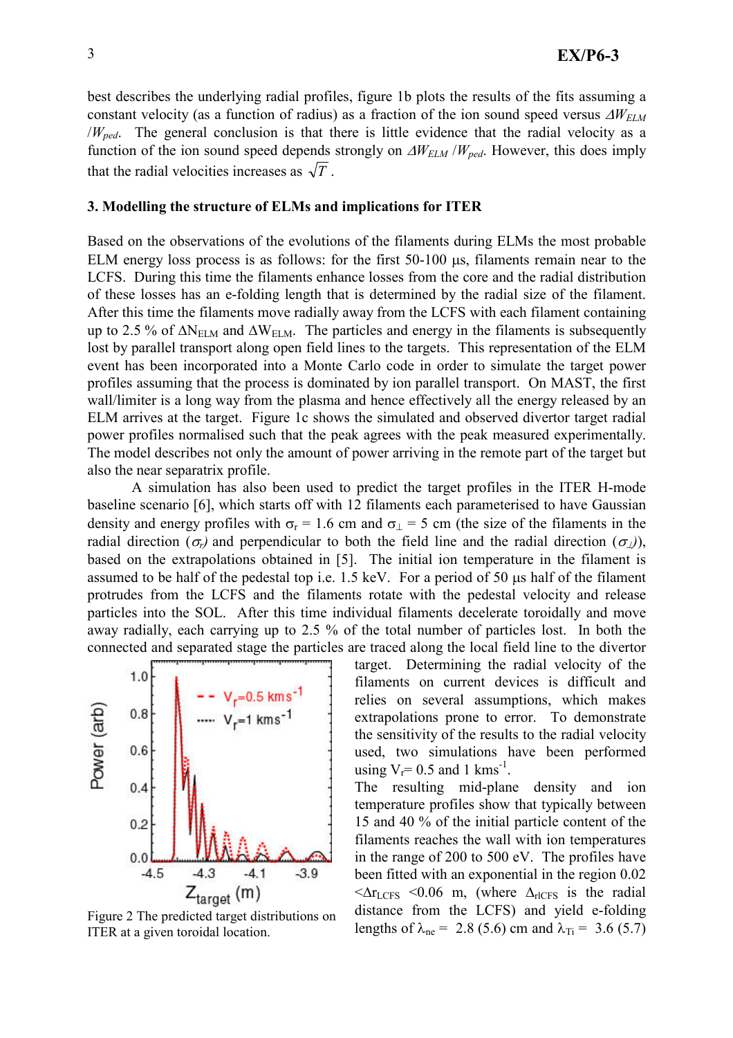best describes the underlying radial profiles, figure 1b plots the results of the fits assuming a constant velocity (as a function of radius) as a fraction of the ion sound speed versus $\Delta W_{ELM}/W_{ped}$. The general conclusion is that there is little evidence that the radial velocity as a function of the ion sound speed depends strongly on $\Delta W_{ELM}/W_{ped}$. However, this does imply that the radial velocities increases as $\sqrt{T}$.

## 3. Modelling the structure of ELMs and implications for ITER

Based on the observations of the evolutions of the filaments during ELMs the most probable ELM energy loss process is as follows: for the first 50-100 μs, filaments remain near to the LCFS. During this time the filaments enhance losses from the core and the radial distribution of these losses has an e-folding length that is determined by the radial size of the filament. After this time the filaments move radially away from the LCFS with each filament containing up to 2.5 % of $\Delta N_{ELM}$ and $\Delta W_{ELM}$. The particles and energy in the filaments is subsequently lost by parallel transport along open field lines to the targets. This representation of the ELM event has been incorporated into a Monte Carlo code in order to simulate the target power profiles assuming that the process is dominated by ion parallel transport. On MAST, the first wall/limiter is a long way from the plasma and hence effectively all the energy released by an ELM arrives at the target. Figure 1c shows the simulated and observed divertor target radial power profiles normalised such that the peak agrees with the peak measured experimentally. The model describes not only the amount of power arriving in the remote part of the target but also the near separatrix profile.

A simulation has also been used to predict the target profiles in the ITER H-mode baseline scenario [6], which starts off with 12 filaments each parameterised to have Gaussian density and energy profiles with $\sigma_r$ = 1.6 cm and $\sigma_\perp$ = 5 cm (the size of the filaments in the radial direction ($\sigma_r$) and perpendicular to both the field line and the radial direction ($\sigma_\perp$)), based on the extrapolations obtained in [5]. The initial ion temperature in the filament is assumed to be half of the pedestal top i.e. 1.5 keV. For a period of 50 μs half of the filament protrudes from the LCFS and the filaments rotate with the pedestal velocity and release particles into the SOL. After this time individual filaments decelerate toroidally and move away radially, each carrying up to 2.5 % of the total number of particles lost. In both the connected and separated stage the particles are traced along the local field line to the divertor target. Determining the radial velocity of the filaments on current devices is difficult and relies on several assumptions, which makes extrapolations prone to error. To demonstrate the sensitivity of the results to the radial velocity used, two simulations have been performed using $V_r$= 0.5 and 1 kms$^{-1}$.

The resulting mid-plane density and ion temperature profiles show that typically between 15 and 40 % of the initial particle content of the filaments reaches the wall with ion temperatures in the range of 200 to 500 eV. The profiles have been fitted with an exponential in the region 0.02 $<\Delta r_{LCFS}$ <0.06 m, (where $\Delta_{rlCFS}$ is the radial distance from the LCFS) and yield e-folding lengths of $\lambda_{ne}$ = 2.8 (5.6) cm and $\lambda_{Ti}$ = 3.6 (5.7)

Figure 2 The predicted target distributions on ITER at a given toroidal location.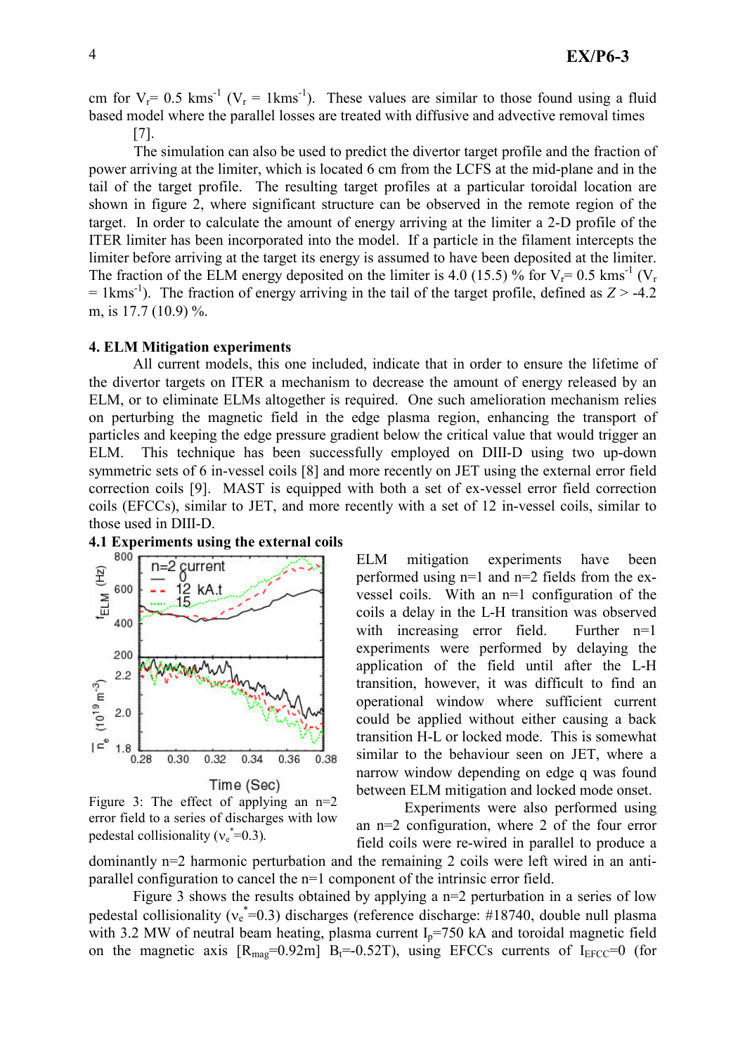cm for $V_r$= 0.5 kms$^{-1}$ ($V_r$ = 1kms$^{-1}$). These values are similar to those found using a fluid based model where the parallel losses are treated with diffusive and advective removal times [7].

The simulation can also be used to predict the divertor target profile and the fraction of power arriving at the limiter, which is located 6 cm from the LCFS at the mid-plane and in the tail of the target profile. The resulting target profiles at a particular toroidal location are shown in figure 2, where significant structure can be observed in the remote region of the target. In order to calculate the amount of energy arriving at the limiter a 2-D profile of the ITER limiter has been incorporated into the model. If a particle in the filament intercepts the limiter before arriving at the target its energy is assumed to have been deposited at the limiter. The fraction of the ELM energy deposited on the limiter is 4.0 (15.5) % for $V_r$= 0.5 kms$^{-1}$ ($V_r$ = 1kms$^{-1}$). The fraction of energy arriving in the tail of the target profile, defined as $Z$ > -4.2 m, is 17.7 (10.9) %.

**4. ELM Mitigation experiments**

All current models, this one included, indicate that in order to ensure the lifetime of the divertor targets on ITER a mechanism to decrease the amount of energy released by an ELM, or to eliminate ELMs altogether is required. One such amelioration mechanism relies on perturbing the magnetic field in the edge plasma region, enhancing the transport of particles and keeping the edge pressure gradient below the critical value that would trigger an ELM. This technique has been successfully employed on DIII-D using two up-down symmetric sets of 6 in-vessel coils [8] and more recently on JET using the external error field correction coils [9]. MAST is equipped with both a set of ex-vessel error field correction coils (EFCCs), similar to JET, and more recently with a set of 12 in-vessel coils, similar to those used in DIII-D.

**4.1 Experiments using the external coils**

ELM mitigation experiments have been performed using n=1 and n=2 fields from the ex-vessel coils. With an n=1 configuration of the coils a delay in the L-H transition was observed with increasing error field. Further n=1 experiments were performed by delaying the application of the field until after the L-H transition, however, it was difficult to find an operational window where sufficient current could be applied without either causing a back transition H-L or locked mode. This is somewhat similar to the behaviour seen on JET, where a narrow window depending on edge q was found between ELM mitigation and locked mode onset.

Figure 3: The effect of applying an n=2 error field to a series of discharges with low pedestal collisionality ($\nu_e^*$=0.3).

Experiments were also performed using an n=2 configuration, where 2 of the four error field coils were re-wired in parallel to produce a dominantly n=2 harmonic perturbation and the remaining 2 coils were left wired in an anti-parallel configuration to cancel the n=1 component of the intrinsic error field.

Figure 3 shows the results obtained by applying a n=2 perturbation in a series of low pedestal collisionality ($\nu_e^*$=0.3) discharges (reference discharge: #18740, double null plasma with 3.2 MW of neutral beam heating, plasma current $I_p$=750 kA and toroidal magnetic field on the magnetic axis [$R_{mag}$=0.92m] $B_t$=-0.52T), using EFCCs currents of $I_{EFCC}$=0 (for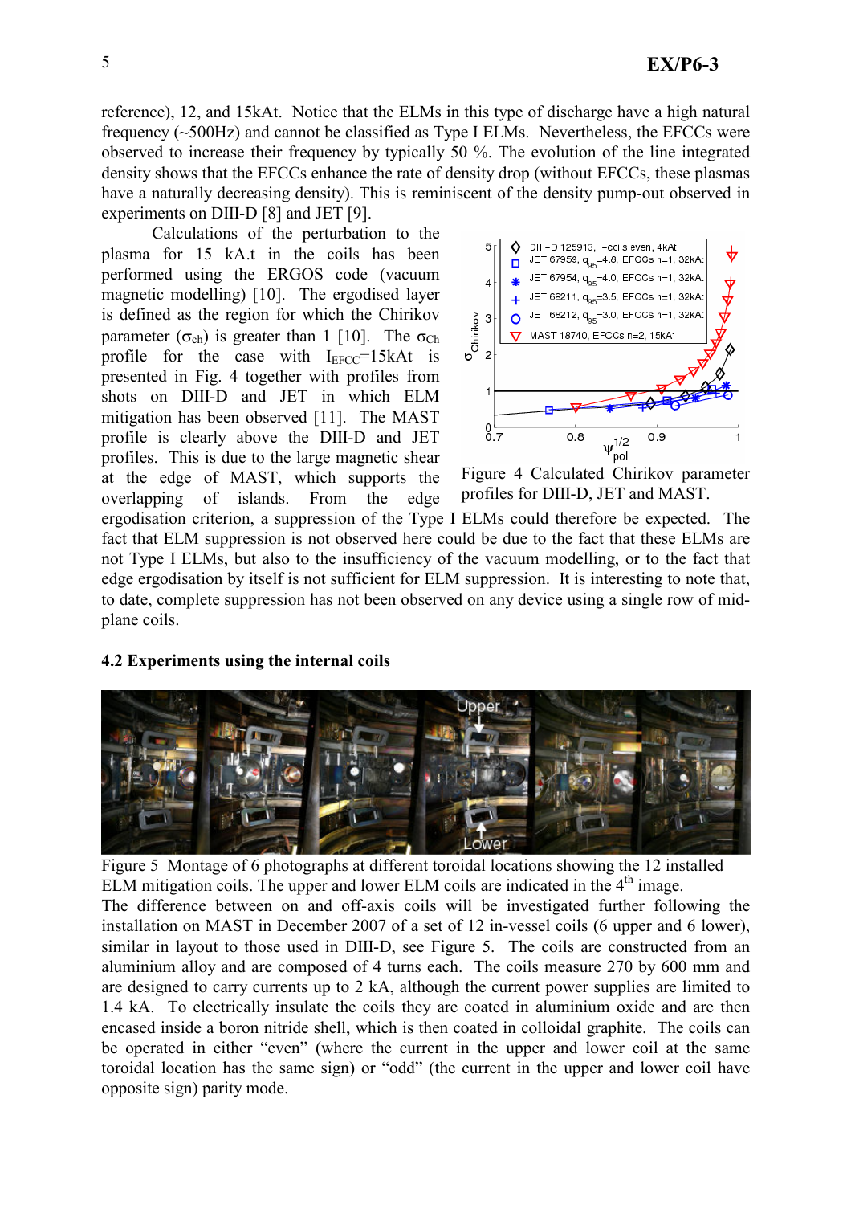reference), 12, and 15kAt. Notice that the ELMs in this type of discharge have a high natural frequency (~500Hz) and cannot be classified as Type I ELMs. Nevertheless, the EFCCs were observed to increase their frequency by typically 50 %. The evolution of the line integrated density shows that the EFCCs enhance the rate of density drop (without EFCCs, these plasmas have a naturally decreasing density). This is reminiscent of the density pump-out observed in experiments on DIII-D [8] and JET [9].

Calculations of the perturbation to the plasma for 15 kA.t in the coils has been performed using the ERGOS code (vacuum magnetic modelling) [10]. The ergodised layer is defined as the region for which the Chirikov parameter ($\sigma_{ch}$) is greater than 1 [10]. The $\sigma_{Ch}$ profile for the case with $I_{EFCC}$=15kAt is presented in Fig. 4 together with profiles from shots on DIII-D and JET in which ELM mitigation has been observed [11]. The MAST profile is clearly above the DIII-D and JET profiles. This is due to the large magnetic shear at the edge of MAST, which supports the overlapping of islands. From the edge ergodisation criterion, a suppression of the Type I ELMs could therefore be expected. The fact that ELM suppression is not observed here could be due to the fact that these ELMs are not Type I ELMs, but also to the insufficiency of the vacuum modelling, or to the fact that edge ergodisation by itself is not sufficient for ELM suppression. It is interesting to note that, to date, complete suppression has not been observed on any device using a single row of mid-plane coils.

Figure 4 Calculated Chirikov parameter profiles for DIII-D, JET and MAST.

### 4.2 Experiments using the internal coils

Figure 5 Montage of 6 photographs at different toroidal locations showing the 12 installed ELM mitigation coils. The upper and lower ELM coils are indicated in the 4th image.

The difference between on and off-axis coils will be investigated further following the installation on MAST in December 2007 of a set of 12 in-vessel coils (6 upper and 6 lower), similar in layout to those used in DIII-D, see Figure 5. The coils are constructed from an aluminium alloy and are composed of 4 turns each. The coils measure 270 by 600 mm and are designed to carry currents up to 2 kA, although the current power supplies are limited to 1.4 kA. To electrically insulate the coils they are coated in aluminium oxide and are then encased inside a boron nitride shell, which is then coated in colloidal graphite. The coils can be operated in either "even" (where the current in the upper and lower coil at the same toroidal location has the same sign) or "odd" (the current in the upper and lower coil have opposite sign) parity mode.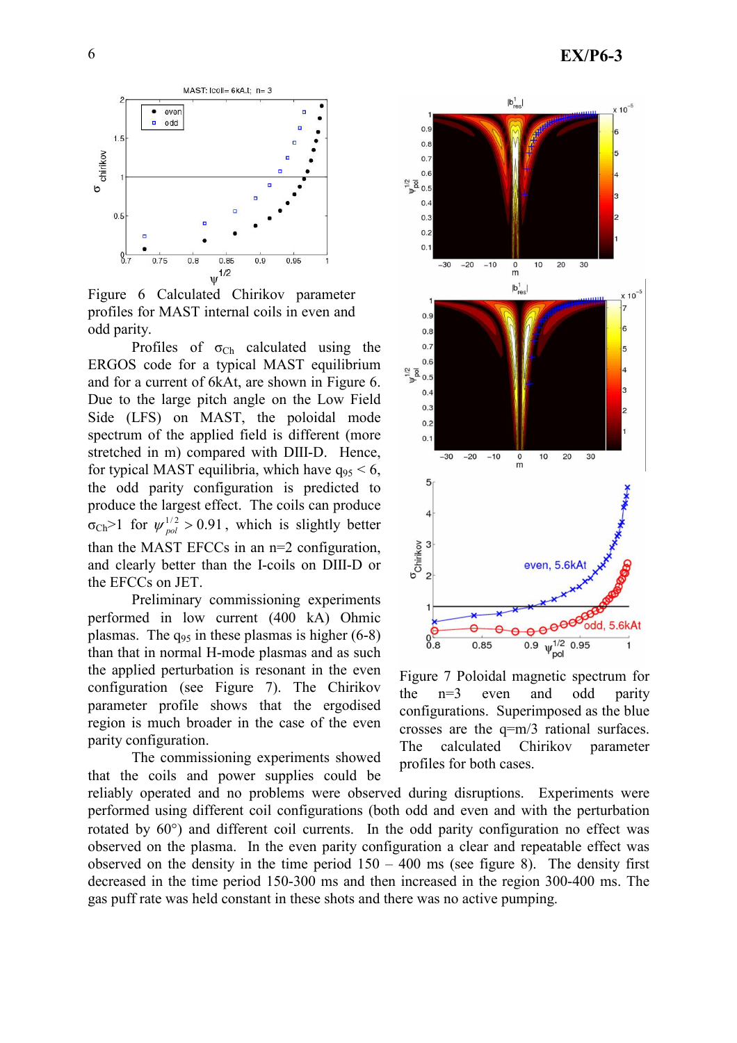Figure 6 Calculated Chirikov parameter profiles for MAST internal coils in even and odd parity.

Profiles of $\sigma_{Ch}$ calculated using the ERGOS code for a typical MAST equilibrium and for a current of 6kAt, are shown in Figure 6. Due to the large pitch angle on the Low Field Side (LFS) on MAST, the poloidal mode spectrum of the applied field is different (more stretched in m) compared with DIII-D. Hence, for typical MAST equilibria, which have $q_{95} < 6$, the odd parity configuration is predicted to produce the largest effect. The coils can produce $\sigma_{Ch}>1$ for $\psi_{pol}^{1/2} > 0.91$, which is slightly better than the MAST EFCCs in an n=2 configuration, and clearly better than the I-coils on DIII-D or the EFCCs on JET.

Preliminary commissioning experiments performed in low current (400 kA) Ohmic plasmas. The $q_{95}$ in these plasmas is higher (6-8) than that in normal H-mode plasmas and as such the applied perturbation is resonant in the even configuration (see Figure 7). The Chirikov parameter profile shows that the ergodised region is much broader in the case of the even parity configuration.

Figure 7 Poloidal magnetic spectrum for the n=3 even and odd parity configurations. Superimposed as the blue crosses are the q=m/3 rational surfaces. The calculated Chirikov parameter profiles for both cases.

The commissioning experiments showed that the coils and power supplies could be reliably operated and no problems were observed during disruptions. Experiments were performed using different coil configurations (both odd and even and with the perturbation rotated by 60°) and different coil currents. In the odd parity configuration no effect was observed on the plasma. In the even parity configuration a clear and repeatable effect was observed on the density in the time period 150 – 400 ms (see figure 8). The density first decreased in the time period 150-300 ms and then increased in the region 300-400 ms. The gas puff rate was held constant in these shots and there was no active pumping.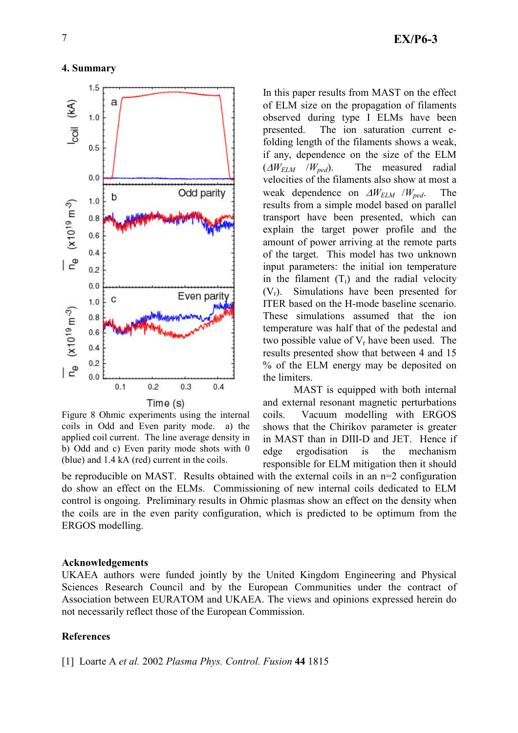## 4. Summary

In this paper results from MAST on the effect of ELM size on the propagation of filaments observed during type I ELMs have been presented. The ion saturation current e-folding length of the filaments shows a weak, if any, dependence on the size of the ELM ($\Delta W_{ELM}$ $/W_{ped}$). The measured radial velocities of the filaments also show at most a weak dependence on $\Delta W_{ELM}$ $/W_{ped}$. The results from a simple model based on parallel transport have been presented, which can explain the target power profile and the amount of power arriving at the remote parts of the target. This model has two unknown input parameters: the initial ion temperature in the filament ($T_i$) and the radial velocity ($V_r$). Simulations have been presented for ITER based on the H-mode baseline scenario. These simulations assumed that the ion temperature was half that of the pedestal and two possible value of $V_r$ have been used. The results presented show that between 4 and 15 % of the ELM energy may be deposited on the limiters.

MAST is equipped with both internal and external resonant magnetic perturbations coils. Vacuum modelling with ERGOS shows that the Chirikov parameter is greater in MAST than in DIII-D and JET. Hence if edge ergodisation is the mechanism responsible for ELM mitigation then it should be reproducible on MAST. Results obtained with the external coils in an n=2 configuration do show an effect on the ELMs. Commissioning of new internal coils dedicated to ELM control is ongoing. Preliminary results in Ohmic plasmas show an effect on the density when the coils are in the even parity configuration, which is predicted to be optimum from the ERGOS modelling.

Figure 8 Ohmic experiments using the internal coils in Odd and Even parity mode. a) the applied coil current. The line average density in b) Odd and c) Even parity mode shots with 0 (blue) and 1.4 kA (red) current in the coils.

### Acknowledgements

UKAEA authors were funded jointly by the United Kingdom Engineering and Physical Sciences Research Council and by the European Communities under the contract of Association between EURATOM and UKAEA. The views and opinions expressed herein do not necessarily reflect those of the European Commission.

### References

[1] Loarte A *et al.* 2002 *Plasma Phys. Control. Fusion* **44** 1815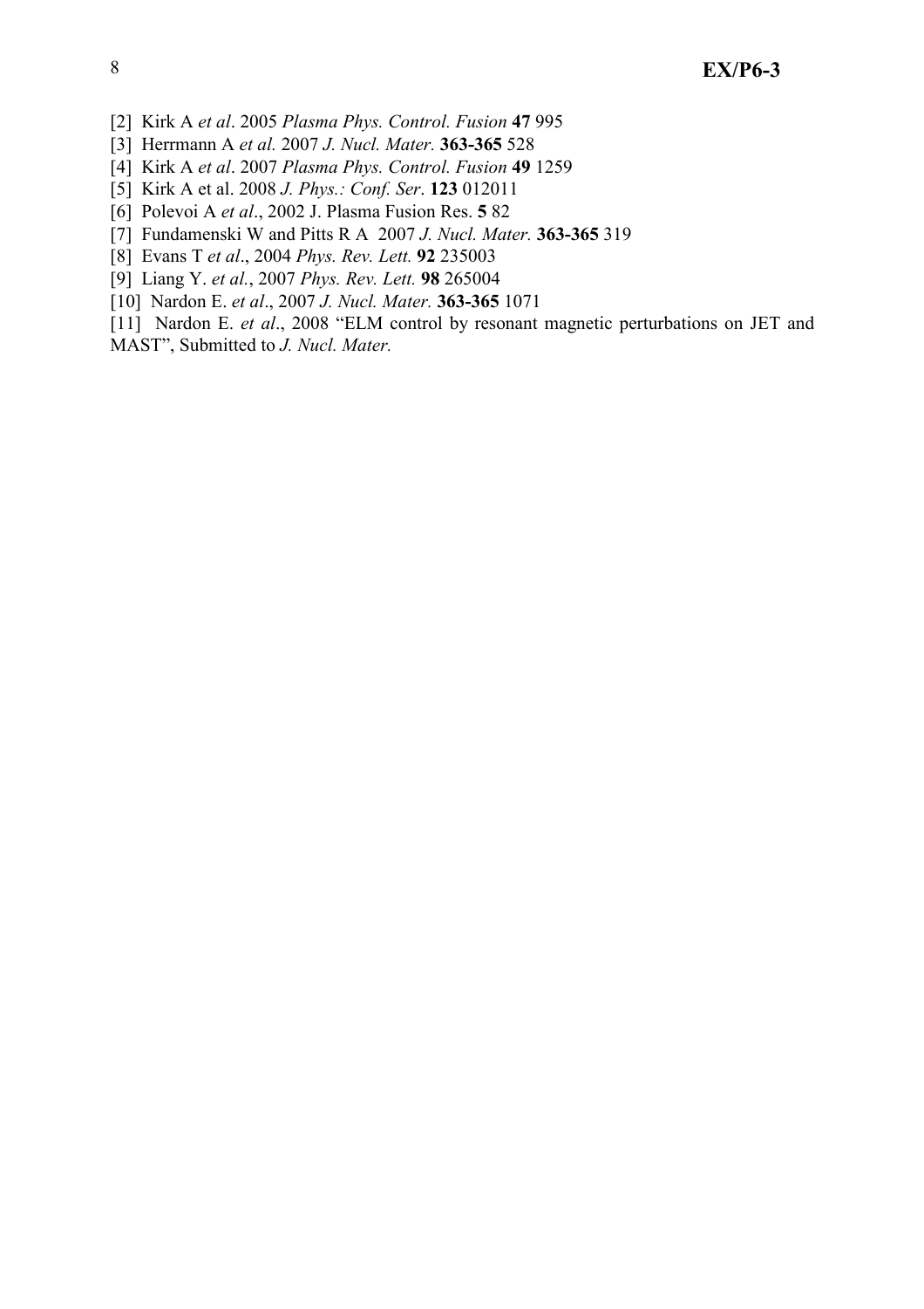[2] Kirk A *et al*. 2005 *Plasma Phys. Control. Fusion* **47** 995

[3] Herrmann A *et al.* 2007 *J. Nucl. Mater.* **363-365** 528

[4] Kirk A *et al*. 2007 *Plasma Phys. Control. Fusion* **49** 1259

[5] Kirk A et al. 2008 *J. Phys.: Conf. Ser*. **123** 012011

[6] Polevoi A *et al*., 2002 J. Plasma Fusion Res. **5** 82

[7] Fundamenski W and Pitts R A 2007 *J. Nucl. Mater.* **363-365** 319

[8] Evans T *et al*., 2004 *Phys. Rev. Lett.* **92** 235003

[9] Liang Y. *et al.*, 2007 *Phys. Rev. Lett.* **98** 265004

[10] Nardon E. *et al*., 2007 *J. Nucl. Mater.* **363-365** 1071

[11] Nardon E. *et al*., 2008 "ELM control by resonant magnetic perturbations on JET and MAST", Submitted to *J. Nucl. Mater.*